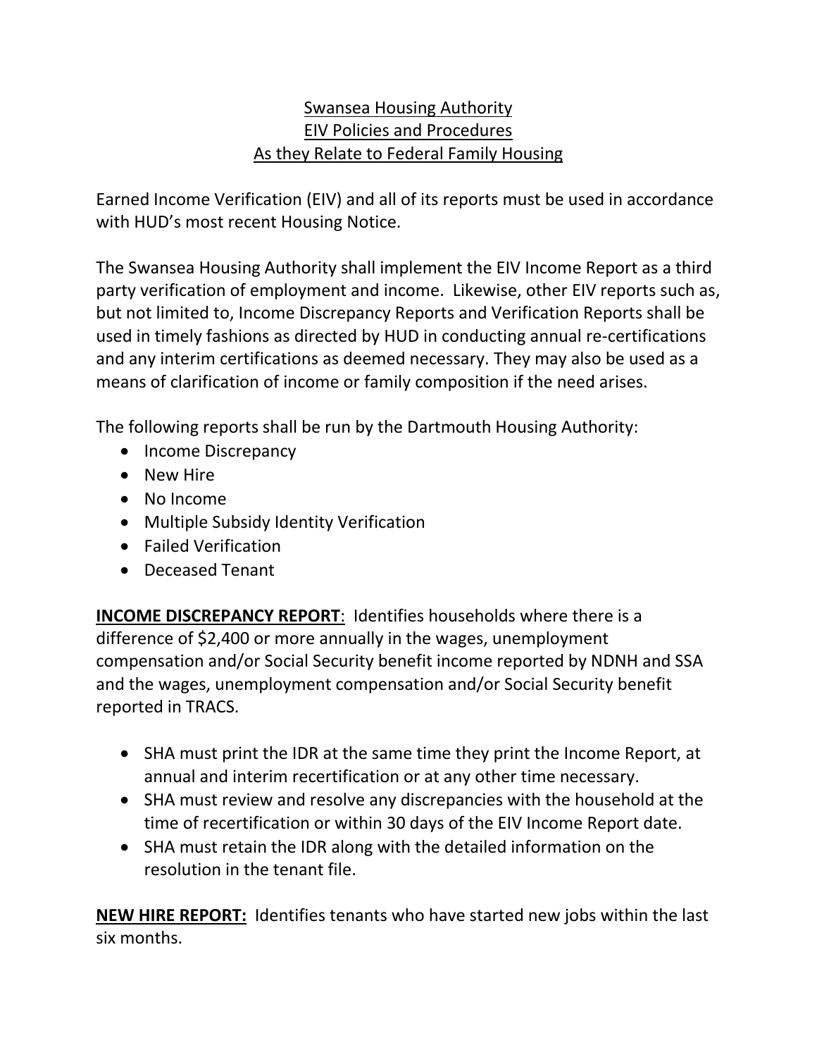# Swansea Housing Authority
# EIV Policies and Procedures
# As they Relate to Federal Family Housing

Earned Income Verification (EIV) and all of its reports must be used in accordance with HUD's most recent Housing Notice.

The Swansea Housing Authority shall implement the EIV Income Report as a third party verification of employment and income. Likewise, other EIV reports such as, but not limited to, Income Discrepancy Reports and Verification Reports shall be used in timely fashions as directed by HUD in conducting annual re-certifications and any interim certifications as deemed necessary. They may also be used as a means of clarification of income or family composition if the need arises.

The following reports shall be run by the Dartmouth Housing Authority:

- Income Discrepancy
- New Hire
- No Income
- Multiple Subsidy Identity Verification
- Failed Verification
- Deceased Tenant

**INCOME DISCREPANCY REPORT**: Identifies households where there is a difference of $2,400 or more annually in the wages, unemployment compensation and/or Social Security benefit income reported by NDNH and SSA and the wages, unemployment compensation and/or Social Security benefit reported in TRACS.

- SHA must print the IDR at the same time they print the Income Report, at annual and interim recertification or at any other time necessary.
- SHA must review and resolve any discrepancies with the household at the time of recertification or within 30 days of the EIV Income Report date.
- SHA must retain the IDR along with the detailed information on the resolution in the tenant file.

**NEW HIRE REPORT:** Identifies tenants who have started new jobs within the last six months.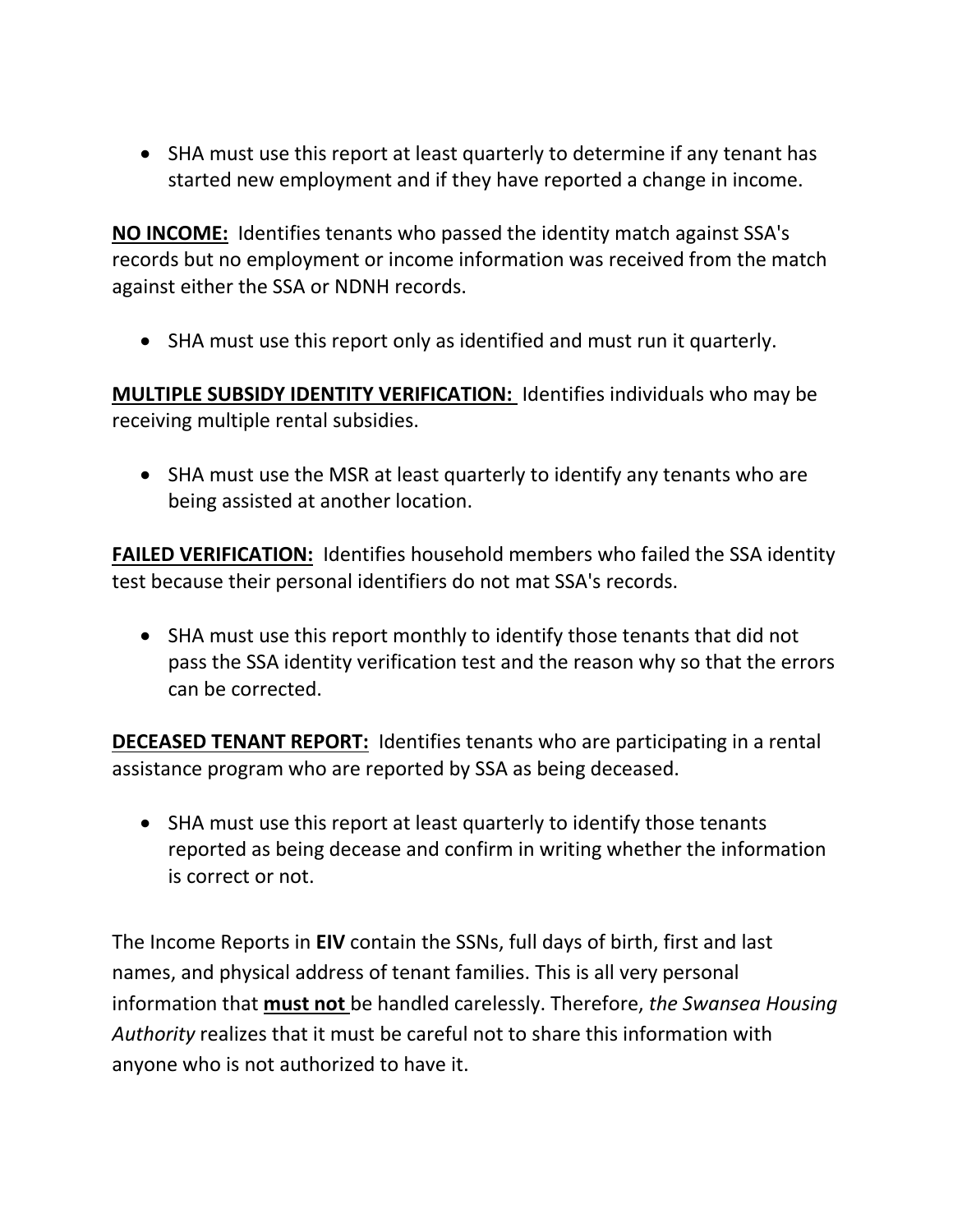- SHA must use this report at least quarterly to determine if any tenant has started new employment and if they have reported a change in income.

**NO INCOME:** Identifies tenants who passed the identity match against SSA's records but no employment or income information was received from the match against either the SSA or NDNH records.

- SHA must use this report only as identified and must run it quarterly.

**MULTIPLE SUBSIDY IDENTITY VERIFICATION:** Identifies individuals who may be receiving multiple rental subsidies.

- SHA must use the MSR at least quarterly to identify any tenants who are being assisted at another location.

**FAILED VERIFICATION:** Identifies household members who failed the SSA identity test because their personal identifiers do not mat SSA's records.

- SHA must use this report monthly to identify those tenants that did not pass the SSA identity verification test and the reason why so that the errors can be corrected.

**DECEASED TENANT REPORT:** Identifies tenants who are participating in a rental assistance program who are reported by SSA as being deceased.

- SHA must use this report at least quarterly to identify those tenants reported as being decease and confirm in writing whether the information is correct or not.

The Income Reports in **EIV** contain the SSNs, full days of birth, first and last names, and physical address of tenant families. This is all very personal information that **must not** be handled carelessly. Therefore, *the Swansea Housing Authority* realizes that it must be careful not to share this information with anyone who is not authorized to have it.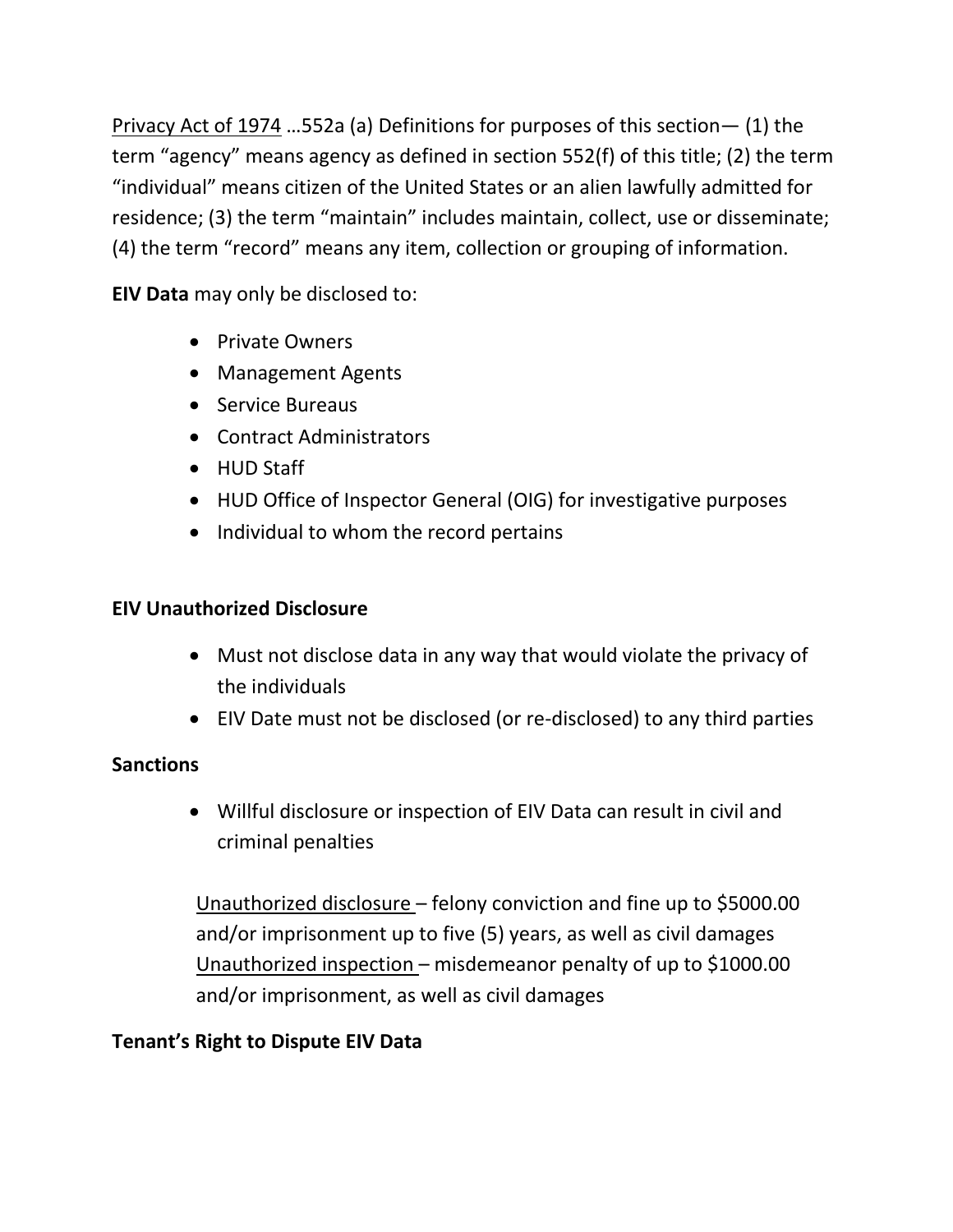<u>Privacy Act of 1974</u> …552a (a) Definitions for purposes of this section— (1) the term "agency" means agency as defined in section 552(f) of this title; (2) the term "individual" means citizen of the United States or an alien lawfully admitted for residence; (3) the term "maintain" includes maintain, collect, use or disseminate; (4) the term "record" means any item, collection or grouping of information.

**EIV Data** may only be disclosed to:

- Private Owners
- Management Agents
- Service Bureaus
- Contract Administrators
- HUD Staff
- HUD Office of Inspector General (OIG) for investigative purposes
- Individual to whom the record pertains

**EIV Unauthorized Disclosure**

- Must not disclose data in any way that would violate the privacy of the individuals
- EIV Date must not be disclosed (or re-disclosed) to any third parties

**Sanctions**

- Willful disclosure or inspection of EIV Data can result in civil and criminal penalties

<u>Unauthorized disclosure</u> – felony conviction and fine up to $5000.00 and/or imprisonment up to five (5) years, as well as civil damages
<u>Unauthorized inspection</u> – misdemeanor penalty of up to $1000.00 and/or imprisonment, as well as civil damages

**Tenant's Right to Dispute EIV Data**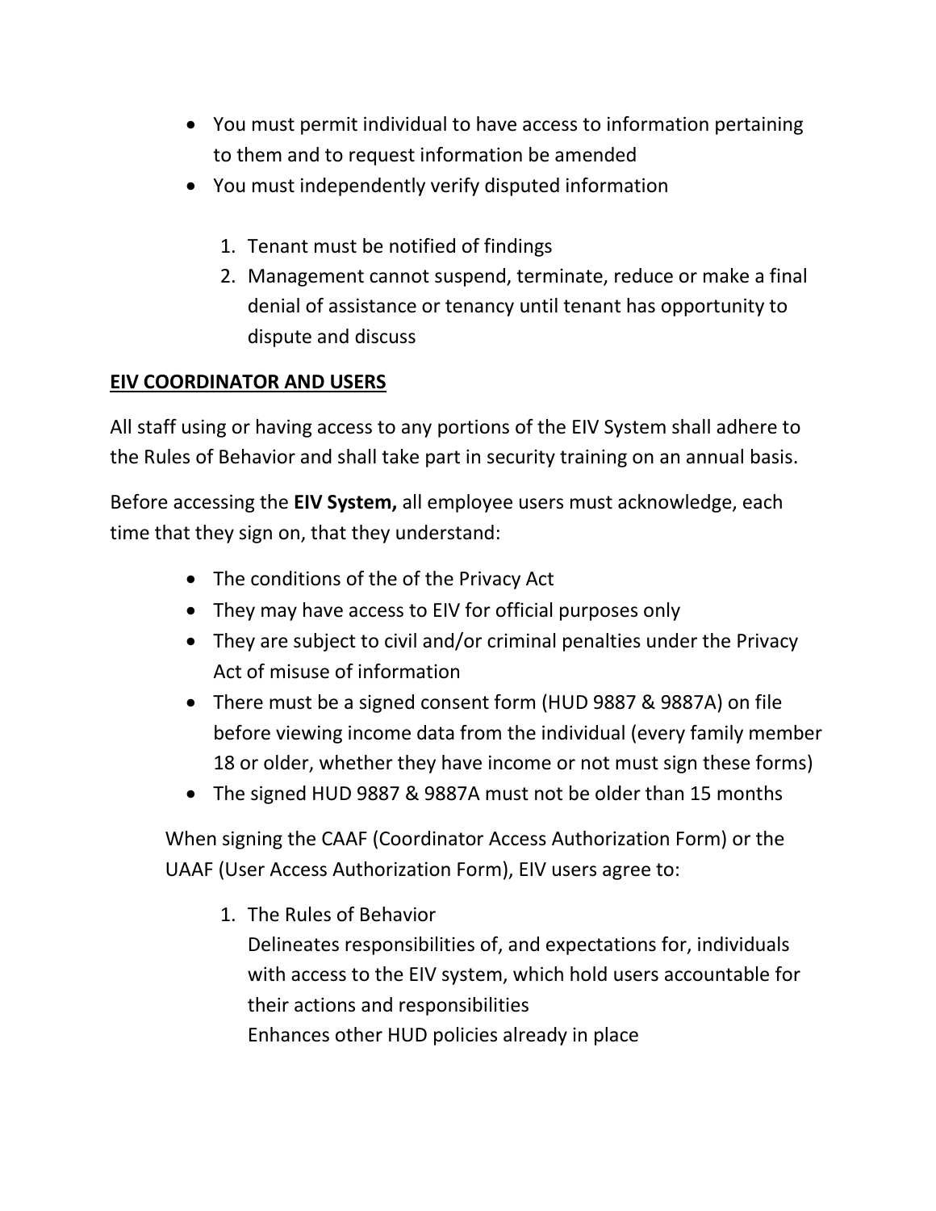- You must permit individual to have access to information pertaining to them and to request information be amended
- You must independently verify disputed information

  1. Tenant must be notified of findings
  2. Management cannot suspend, terminate, reduce or make a final denial of assistance or tenancy until tenant has opportunity to dispute and discuss

**<u>EIV COORDINATOR AND USERS</u>**

All staff using or having access to any portions of the EIV System shall adhere to the Rules of Behavior and shall take part in security training on an annual basis.

Before accessing the **EIV System,** all employee users must acknowledge, each time that they sign on, that they understand:

- The conditions of the of the Privacy Act
- They may have access to EIV for official purposes only
- They are subject to civil and/or criminal penalties under the Privacy Act of misuse of information
- There must be a signed consent form (HUD 9887 & 9887A) on file before viewing income data from the individual (every family member 18 or older, whether they have income or not must sign these forms)
- The signed HUD 9887 & 9887A must not be older than 15 months

When signing the CAAF (Coordinator Access Authorization Form) or the UAAF (User Access Authorization Form), EIV users agree to:

1. The Rules of Behavior
   Delineates responsibilities of, and expectations for, individuals with access to the EIV system, which hold users accountable for their actions and responsibilities
   Enhances other HUD policies already in place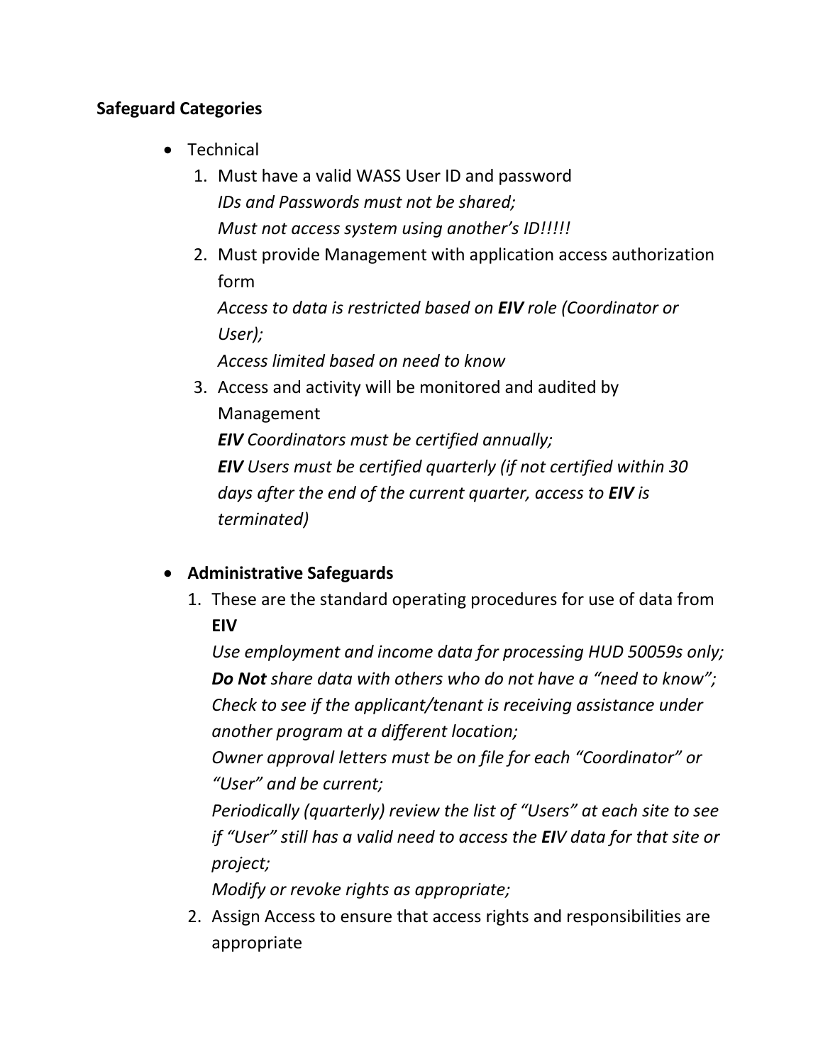**Safeguard Categories**

- Technical
  1. Must have a valid WASS User ID and password
     *IDs and Passwords must not be shared;*
     *Must not access system using another's ID!!!!!*
  2. Must provide Management with application access authorization form
     *Access to data is restricted based on **EIV** role (Coordinator or User);*
     *Access limited based on need to know*
  3. Access and activity will be monitored and audited by Management
     ***EIV** Coordinators must be certified annually;*
     ***EIV** Users must be certified quarterly (if not certified within 30 days after the end of the current quarter, access to **EIV** is terminated)*

- **Administrative Safeguards**
  1. These are the standard operating procedures for use of data from **EIV**
     *Use employment and income data for processing HUD 50059s only;*
     ***Do Not** share data with others who do not have a "need to know";*
     *Check to see if the applicant/tenant is receiving assistance under another program at a different location;*
     *Owner approval letters must be on file for each "Coordinator" or "User" and be current;*
     *Periodically (quarterly) review the list of "Users" at each site to see if "User" still has a valid need to access the **EI**V data for that site or project;*
     *Modify or revoke rights as appropriate;*
  2. Assign Access to ensure that access rights and responsibilities are appropriate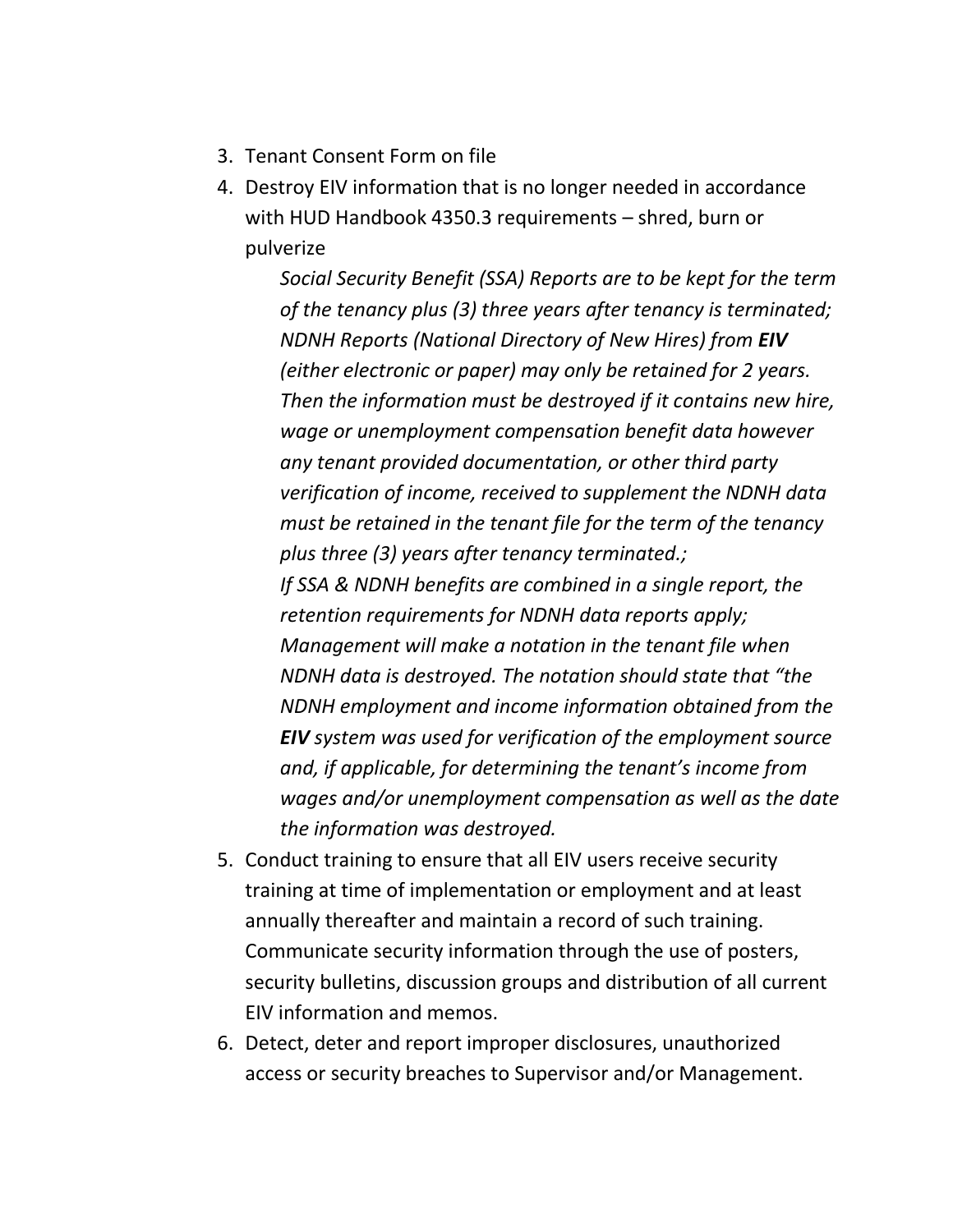3. Tenant Consent Form on file
4. Destroy EIV information that is no longer needed in accordance with HUD Handbook 4350.3 requirements – shred, burn or pulverize

   *Social Security Benefit (SSA) Reports are to be kept for the term of the tenancy plus (3) three years after tenancy is terminated; NDNH Reports (National Directory of New Hires) from **EIV** (either electronic or paper) may only be retained for 2 years. Then the information must be destroyed if it contains new hire, wage or unemployment compensation benefit data however any tenant provided documentation, or other third party verification of income, received to supplement the NDNH data must be retained in the tenant file for the term of the tenancy plus three (3) years after tenancy terminated.;*
   *If SSA & NDNH benefits are combined in a single report, the retention requirements for NDNH data reports apply; Management will make a notation in the tenant file when NDNH data is destroyed. The notation should state that "the NDNH employment and income information obtained from the **EIV** system was used for verification of the employment source and, if applicable, for determining the tenant's income from wages and/or unemployment compensation as well as the date the information was destroyed.*
5. Conduct training to ensure that all EIV users receive security training at time of implementation or employment and at least annually thereafter and maintain a record of such training. Communicate security information through the use of posters, security bulletins, discussion groups and distribution of all current EIV information and memos.
6. Detect, deter and report improper disclosures, unauthorized access or security breaches to Supervisor and/or Management.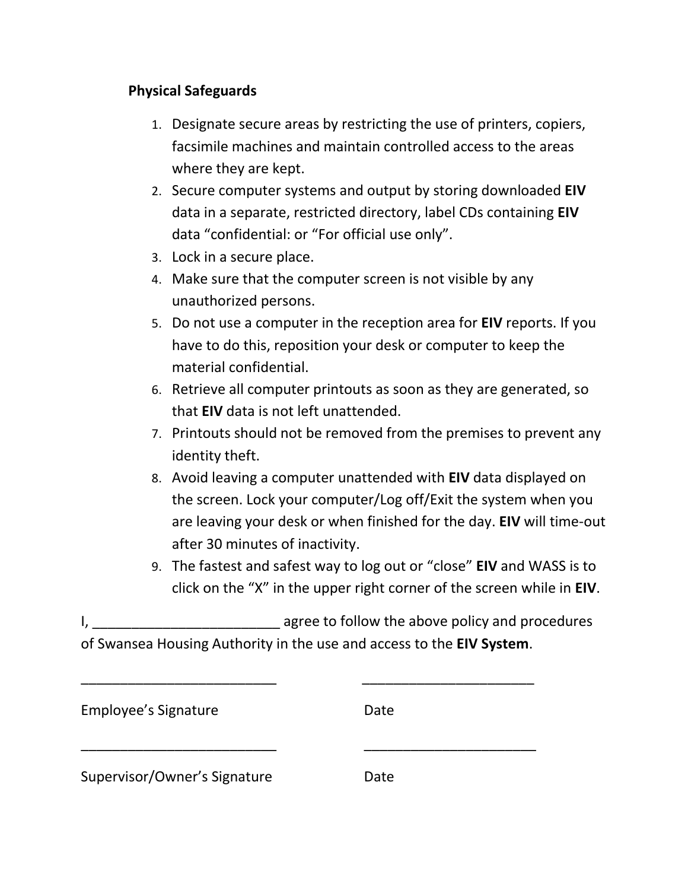**Physical Safeguards**

1. Designate secure areas by restricting the use of printers, copiers, facsimile machines and maintain controlled access to the areas where they are kept.
2. Secure computer systems and output by storing downloaded **EIV** data in a separate, restricted directory, label CDs containing **EIV** data "confidential: or "For official use only".
3. Lock in a secure place.
4. Make sure that the computer screen is not visible by any unauthorized persons.
5. Do not use a computer in the reception area for **EIV** reports. If you have to do this, reposition your desk or computer to keep the material confidential.
6. Retrieve all computer printouts as soon as they are generated, so that **EIV** data is not left unattended.
7. Printouts should not be removed from the premises to prevent any identity theft.
8. Avoid leaving a computer unattended with **EIV** data displayed on the screen. Lock your computer/Log off/Exit the system when you are leaving your desk or when finished for the day. **EIV** will time-out after 30 minutes of inactivity.
9. The fastest and safest way to log out or "close" **EIV** and WASS is to click on the "X" in the upper right corner of the screen while in **EIV**.

I, ________________________ agree to follow the above policy and procedures of Swansea Housing Authority in the use and access to the **EIV System**.

__________________________ ______________________

Employee's Signature Date

__________________________ ______________________

Supervisor/Owner's Signature Date